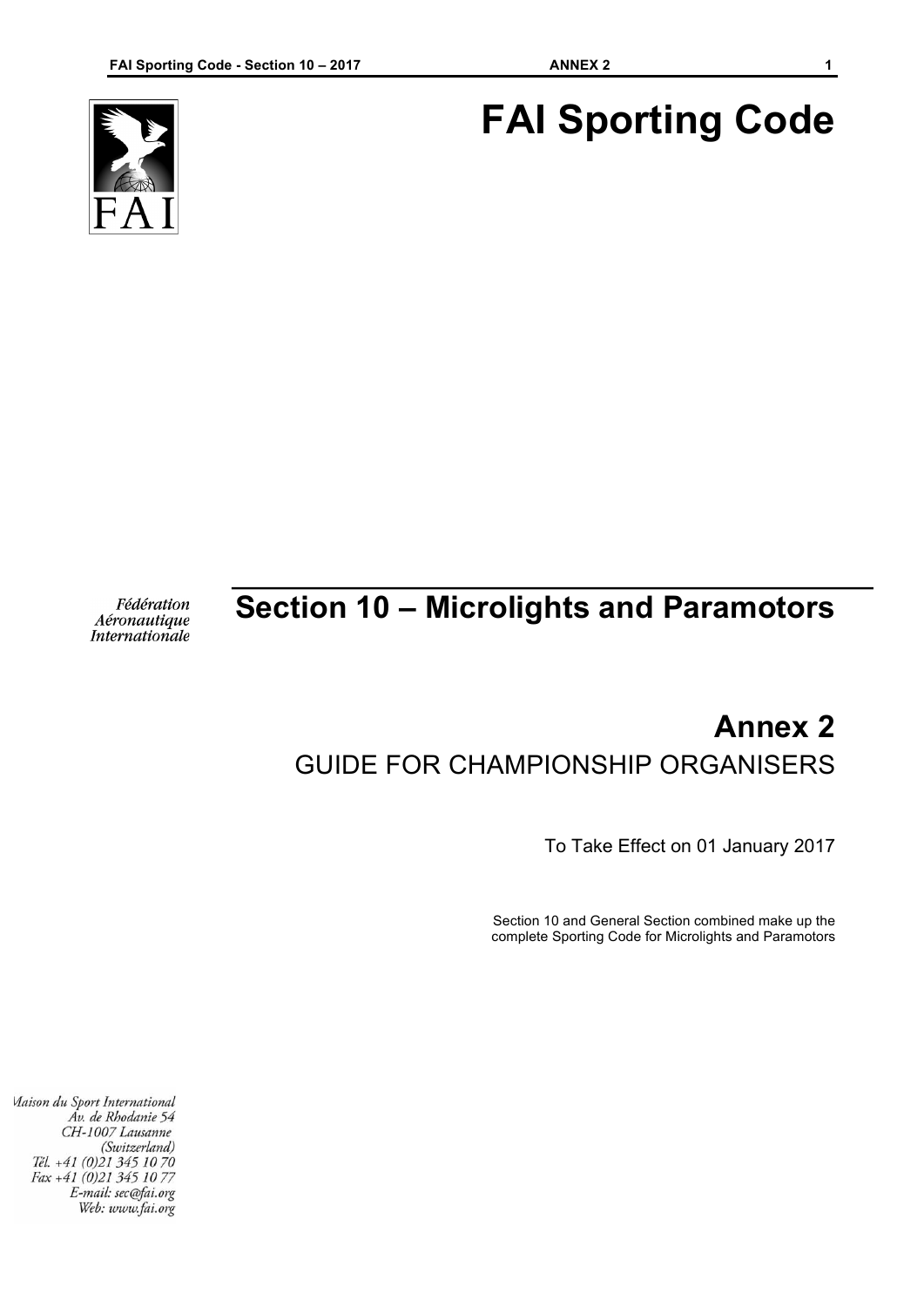# FAI Sporting Code

Fédération Aéronautique Internationale

## Section 10 – Microlights and Paramotors

## Annex 2

GUIDE FOR CHAMPIONSHIP ORGANISERS

To Take Effect on 01 January 2017

Section 10 and General Section combined make up the complete Sporting Code for Microlights and Paramotors

Maison du Sport International
Av. de Rhodanie 54
CH-1007 Lausanne
(Switzerland)
Tél. +41 (0)21 345 10 70
Fax +41 (0)21 345 10 77
E-mail: sec@fai.org
Web: www.fai.org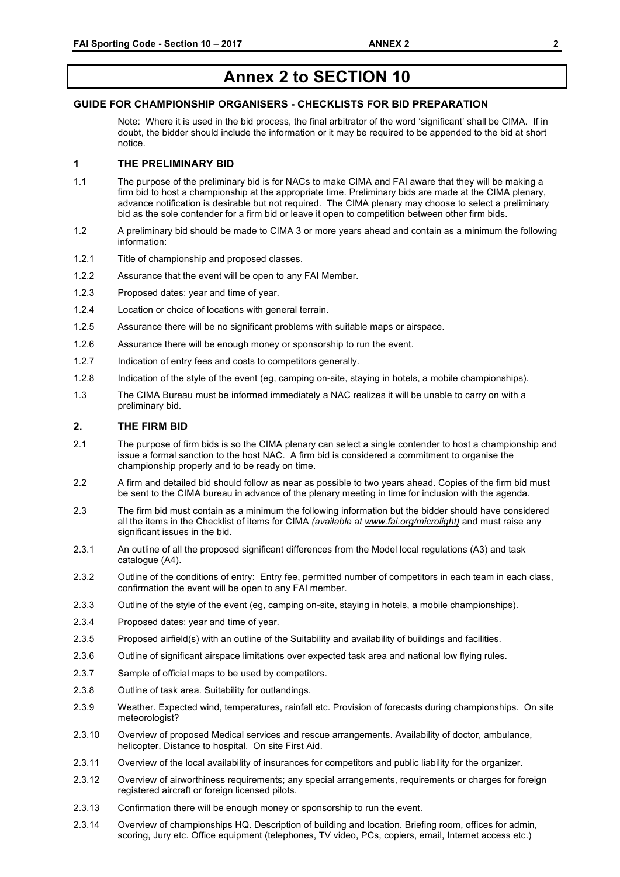# Annex 2 to SECTION 10

## GUIDE FOR CHAMPIONSHIP ORGANISERS - CHECKLISTS FOR BID PREPARATION

Note: Where it is used in the bid process, the final arbitrator of the word 'significant' shall be CIMA. If in doubt, the bidder should include the information or it may be required to be appended to the bid at short notice.

### 1 THE PRELIMINARY BID

1.1 The purpose of the preliminary bid is for NACs to make CIMA and FAI aware that they will be making a firm bid to host a championship at the appropriate time. Preliminary bids are made at the CIMA plenary, advance notification is desirable but not required. The CIMA plenary may choose to select a preliminary bid as the sole contender for a firm bid or leave it open to competition between other firm bids.

1.2 A preliminary bid should be made to CIMA 3 or more years ahead and contain as a minimum the following information:

1.2.1 Title of championship and proposed classes.

1.2.2 Assurance that the event will be open to any FAI Member.

1.2.3 Proposed dates: year and time of year.

1.2.4 Location or choice of locations with general terrain.

1.2.5 Assurance there will be no significant problems with suitable maps or airspace.

1.2.6 Assurance there will be enough money or sponsorship to run the event.

1.2.7 Indication of entry fees and costs to competitors generally.

1.2.8 Indication of the style of the event (eg, camping on-site, staying in hotels, a mobile championships).

1.3 The CIMA Bureau must be informed immediately a NAC realizes it will be unable to carry on with a preliminary bid.

### 2. THE FIRM BID

2.1 The purpose of firm bids is so the CIMA plenary can select a single contender to host a championship and issue a formal sanction to the host NAC. A firm bid is considered a commitment to organise the championship properly and to be ready on time.

2.2 A firm and detailed bid should follow as near as possible to two years ahead. Copies of the firm bid must be sent to the CIMA bureau in advance of the plenary meeting in time for inclusion with the agenda.

2.3 The firm bid must contain as a minimum the following information but the bidder should have considered all the items in the Checklist of items for CIMA *(available at www.fai.org/microlight)* and must raise any significant issues in the bid.

2.3.1 An outline of all the proposed significant differences from the Model local regulations (A3) and task catalogue (A4).

2.3.2 Outline of the conditions of entry: Entry fee, permitted number of competitors in each team in each class, confirmation the event will be open to any FAI member.

2.3.3 Outline of the style of the event (eg, camping on-site, staying in hotels, a mobile championships).

2.3.4 Proposed dates: year and time of year.

2.3.5 Proposed airfield(s) with an outline of the Suitability and availability of buildings and facilities.

2.3.6 Outline of significant airspace limitations over expected task area and national low flying rules.

2.3.7 Sample of official maps to be used by competitors.

2.3.8 Outline of task area. Suitability for outlandings.

2.3.9 Weather. Expected wind, temperatures, rainfall etc. Provision of forecasts during championships. On site meteorologist?

2.3.10 Overview of proposed Medical services and rescue arrangements. Availability of doctor, ambulance, helicopter. Distance to hospital. On site First Aid.

2.3.11 Overview of the local availability of insurances for competitors and public liability for the organizer.

2.3.12 Overview of airworthiness requirements; any special arrangements, requirements or charges for foreign registered aircraft or foreign licensed pilots.

2.3.13 Confirmation there will be enough money or sponsorship to run the event.

2.3.14 Overview of championships HQ. Description of building and location. Briefing room, offices for admin, scoring, Jury etc. Office equipment (telephones, TV video, PCs, copiers, email, Internet access etc.)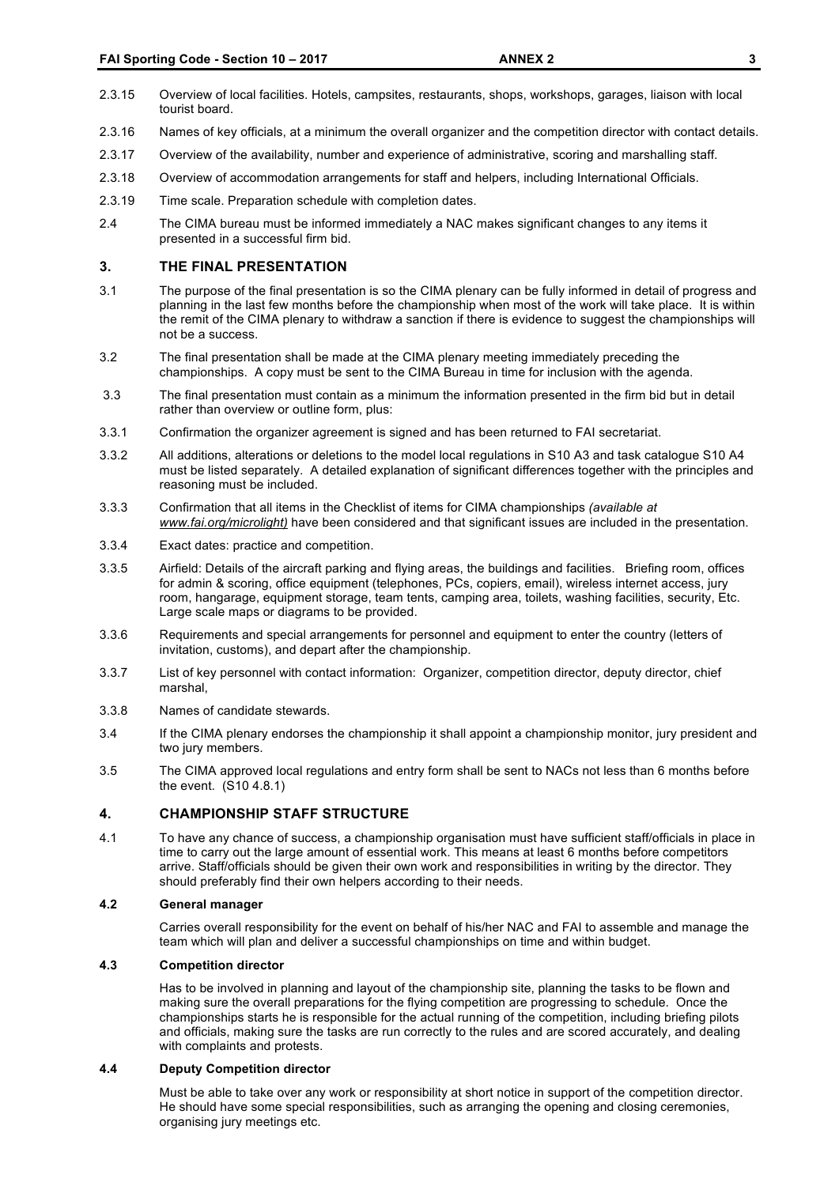2.3.15 Overview of local facilities. Hotels, campsites, restaurants, shops, workshops, garages, liaison with local tourist board.

2.3.16 Names of key officials, at a minimum the overall organizer and the competition director with contact details.

2.3.17 Overview of the availability, number and experience of administrative, scoring and marshalling staff.

2.3.18 Overview of accommodation arrangements for staff and helpers, including International Officials.

2.3.19 Time scale. Preparation schedule with completion dates.

2.4 The CIMA bureau must be informed immediately a NAC makes significant changes to any items it presented in a successful firm bid.

## 3. THE FINAL PRESENTATION

3.1 The purpose of the final presentation is so the CIMA plenary can be fully informed in detail of progress and planning in the last few months before the championship when most of the work will take place. It is within the remit of the CIMA plenary to withdraw a sanction if there is evidence to suggest the championships will not be a success.

3.2 The final presentation shall be made at the CIMA plenary meeting immediately preceding the championships. A copy must be sent to the CIMA Bureau in time for inclusion with the agenda.

3.3 The final presentation must contain as a minimum the information presented in the firm bid but in detail rather than overview or outline form, plus:

3.3.1 Confirmation the organizer agreement is signed and has been returned to FAI secretariat.

3.3.2 All additions, alterations or deletions to the model local regulations in S10 A3 and task catalogue S10 A4 must be listed separately. A detailed explanation of significant differences together with the principles and reasoning must be included.

3.3.3 Confirmation that all items in the Checklist of items for CIMA championships *(available at www.fai.org/microlight)* have been considered and that significant issues are included in the presentation.

3.3.4 Exact dates: practice and competition.

3.3.5 Airfield: Details of the aircraft parking and flying areas, the buildings and facilities. Briefing room, offices for admin & scoring, office equipment (telephones, PCs, copiers, email), wireless internet access, jury room, hangarage, equipment storage, team tents, camping area, toilets, washing facilities, security, Etc. Large scale maps or diagrams to be provided.

3.3.6 Requirements and special arrangements for personnel and equipment to enter the country (letters of invitation, customs), and depart after the championship.

3.3.7 List of key personnel with contact information: Organizer, competition director, deputy director, chief marshal,

3.3.8 Names of candidate stewards.

3.4 If the CIMA plenary endorses the championship it shall appoint a championship monitor, jury president and two jury members.

3.5 The CIMA approved local regulations and entry form shall be sent to NACs not less than 6 months before the event. (S10 4.8.1)

## 4. CHAMPIONSHIP STAFF STRUCTURE

4.1 To have any chance of success, a championship organisation must have sufficient staff/officials in place in time to carry out the large amount of essential work. This means at least 6 months before competitors arrive. Staff/officials should be given their own work and responsibilities in writing by the director. They should preferably find their own helpers according to their needs.

### 4.2 General manager

Carries overall responsibility for the event on behalf of his/her NAC and FAI to assemble and manage the team which will plan and deliver a successful championships on time and within budget.

### 4.3 Competition director

Has to be involved in planning and layout of the championship site, planning the tasks to be flown and making sure the overall preparations for the flying competition are progressing to schedule. Once the championships starts he is responsible for the actual running of the competition, including briefing pilots and officials, making sure the tasks are run correctly to the rules and are scored accurately, and dealing with complaints and protests.

### 4.4 Deputy Competition director

Must be able to take over any work or responsibility at short notice in support of the competition director. He should have some special responsibilities, such as arranging the opening and closing ceremonies, organising jury meetings etc.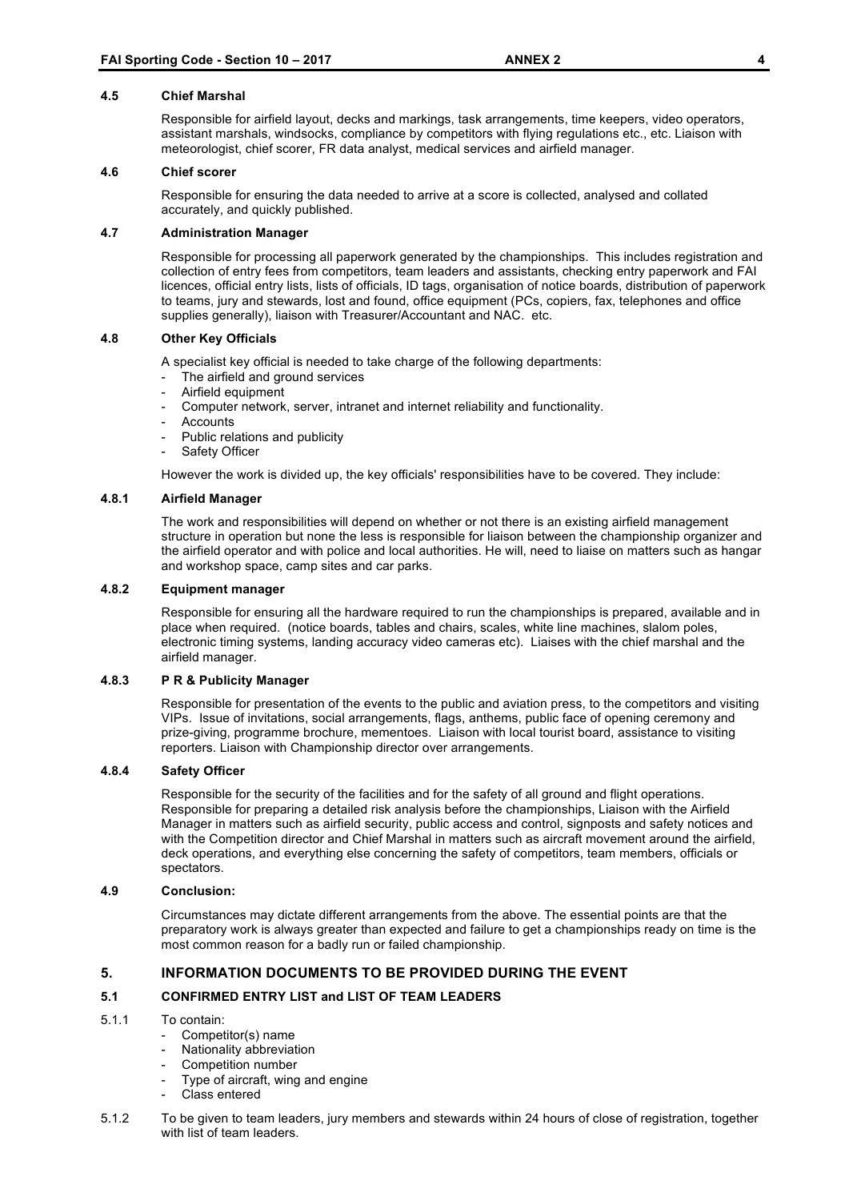### 4.5 Chief Marshal

Responsible for airfield layout, decks and markings, task arrangements, time keepers, video operators, assistant marshals, windsocks, compliance by competitors with flying regulations etc., etc. Liaison with meteorologist, chief scorer, FR data analyst, medical services and airfield manager.

### 4.6 Chief scorer

Responsible for ensuring the data needed to arrive at a score is collected, analysed and collated accurately, and quickly published.

### 4.7 Administration Manager

Responsible for processing all paperwork generated by the championships. This includes registration and collection of entry fees from competitors, team leaders and assistants, checking entry paperwork and FAI licences, official entry lists, lists of officials, ID tags, organisation of notice boards, distribution of paperwork to teams, jury and stewards, lost and found, office equipment (PCs, copiers, fax, telephones and office supplies generally), liaison with Treasurer/Accountant and NAC. etc.

### 4.8 Other Key Officials

A specialist key official is needed to take charge of the following departments:

- The airfield and ground services
- Airfield equipment
- Computer network, server, intranet and internet reliability and functionality.
- Accounts
- Public relations and publicity
- Safety Officer

However the work is divided up, the key officials' responsibilities have to be covered. They include:

#### 4.8.1 Airfield Manager

The work and responsibilities will depend on whether or not there is an existing airfield management structure in operation but none the less is responsible for liaison between the championship organizer and the airfield operator and with police and local authorities. He will, need to liaise on matters such as hangar and workshop space, camp sites and car parks.

#### 4.8.2 Equipment manager

Responsible for ensuring all the hardware required to run the championships is prepared, available and in place when required. (notice boards, tables and chairs, scales, white line machines, slalom poles, electronic timing systems, landing accuracy video cameras etc). Liaises with the chief marshal and the airfield manager.

#### 4.8.3 P R & Publicity Manager

Responsible for presentation of the events to the public and aviation press, to the competitors and visiting VIPs. Issue of invitations, social arrangements, flags, anthems, public face of opening ceremony and prize-giving, programme brochure, mementoes. Liaison with local tourist board, assistance to visiting reporters. Liaison with Championship director over arrangements.

#### 4.8.4 Safety Officer

Responsible for the security of the facilities and for the safety of all ground and flight operations. Responsible for preparing a detailed risk analysis before the championships, Liaison with the Airfield Manager in matters such as airfield security, public access and control, signposts and safety notices and with the Competition director and Chief Marshal in matters such as aircraft movement around the airfield, deck operations, and everything else concerning the safety of competitors, team members, officials or spectators.

### 4.9 Conclusion:

Circumstances may dictate different arrangements from the above. The essential points are that the preparatory work is always greater than expected and failure to get a championships ready on time is the most common reason for a badly run or failed championship.

## 5. INFORMATION DOCUMENTS TO BE PROVIDED DURING THE EVENT

### 5.1 CONFIRMED ENTRY LIST and LIST OF TEAM LEADERS

5.1.1 To contain:

- Competitor(s) name
- Nationality abbreviation
- Competition number
- Type of aircraft, wing and engine
- Class entered

5.1.2 To be given to team leaders, jury members and stewards within 24 hours of close of registration, together with list of team leaders.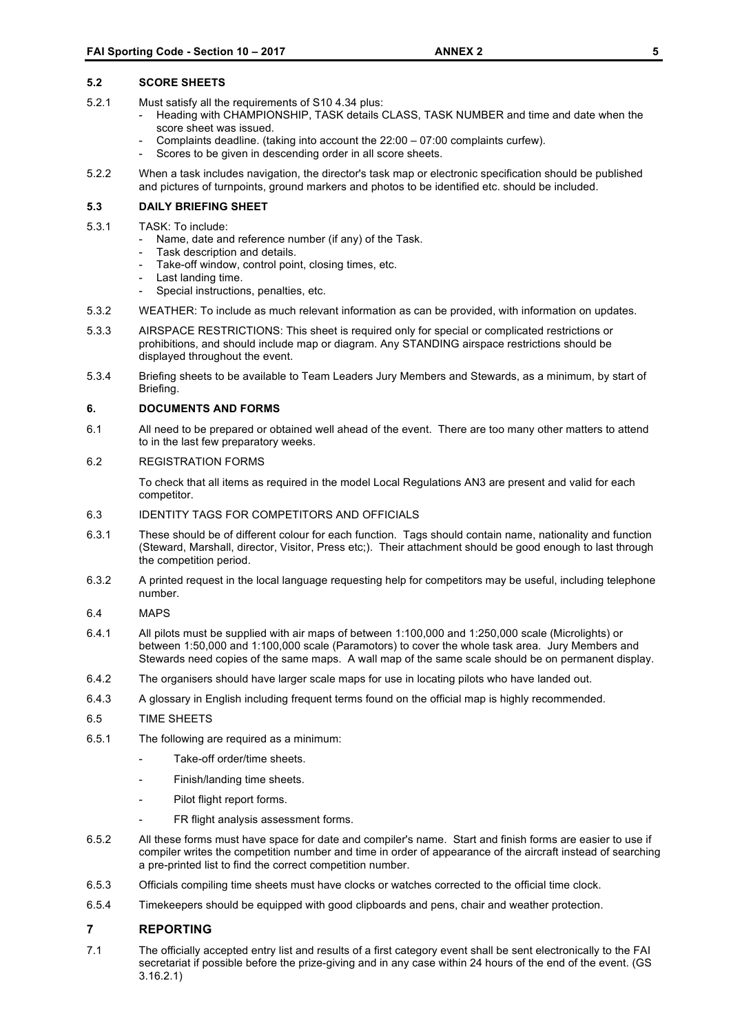### 5.2 SCORE SHEETS

5.2.1 Must satisfy all the requirements of S10 4.34 plus:

- Heading with CHAMPIONSHIP, TASK details CLASS, TASK NUMBER and time and date when the score sheet was issued.
- Complaints deadline. (taking into account the 22:00 – 07:00 complaints curfew).
- Scores to be given in descending order in all score sheets.

5.2.2 When a task includes navigation, the director's task map or electronic specification should be published and pictures of turnpoints, ground markers and photos to be identified etc. should be included.

### 5.3 DAILY BRIEFING SHEET

5.3.1 TASK: To include:

- Name, date and reference number (if any) of the Task.
- Task description and details.
- Take-off window, control point, closing times, etc.
- Last landing time.
- Special instructions, penalties, etc.

5.3.2 WEATHER: To include as much relevant information as can be provided, with information on updates.

5.3.3 AIRSPACE RESTRICTIONS: This sheet is required only for special or complicated restrictions or prohibitions, and should include map or diagram. Any STANDING airspace restrictions should be displayed throughout the event.

5.3.4 Briefing sheets to be available to Team Leaders Jury Members and Stewards, as a minimum, by start of Briefing.

## 6. DOCUMENTS AND FORMS

6.1 All need to be prepared or obtained well ahead of the event. There are too many other matters to attend to in the last few preparatory weeks.

6.2 REGISTRATION FORMS

To check that all items as required in the model Local Regulations AN3 are present and valid for each competitor.

6.3 IDENTITY TAGS FOR COMPETITORS AND OFFICIALS

6.3.1 These should be of different colour for each function. Tags should contain name, nationality and function (Steward, Marshall, director, Visitor, Press etc;). Their attachment should be good enough to last through the competition period.

6.3.2 A printed request in the local language requesting help for competitors may be useful, including telephone number.

6.4 MAPS

6.4.1 All pilots must be supplied with air maps of between 1:100,000 and 1:250,000 scale (Microlights) or between 1:50,000 and 1:100,000 scale (Paramotors) to cover the whole task area. Jury Members and Stewards need copies of the same maps. A wall map of the same scale should be on permanent display.

6.4.2 The organisers should have larger scale maps for use in locating pilots who have landed out.

6.4.3 A glossary in English including frequent terms found on the official map is highly recommended.

6.5 TIME SHEETS

6.5.1 The following are required as a minimum:

- Take-off order/time sheets.
- Finish/landing time sheets.
- Pilot flight report forms.
- FR flight analysis assessment forms.

6.5.2 All these forms must have space for date and compiler's name. Start and finish forms are easier to use if compiler writes the competition number and time in order of appearance of the aircraft instead of searching a pre-printed list to find the correct competition number.

6.5.3 Officials compiling time sheets must have clocks or watches corrected to the official time clock.

6.5.4 Timekeepers should be equipped with good clipboards and pens, chair and weather protection.

## 7 REPORTING

7.1 The officially accepted entry list and results of a first category event shall be sent electronically to the FAI secretariat if possible before the prize-giving and in any case within 24 hours of the end of the event. (GS 3.16.2.1)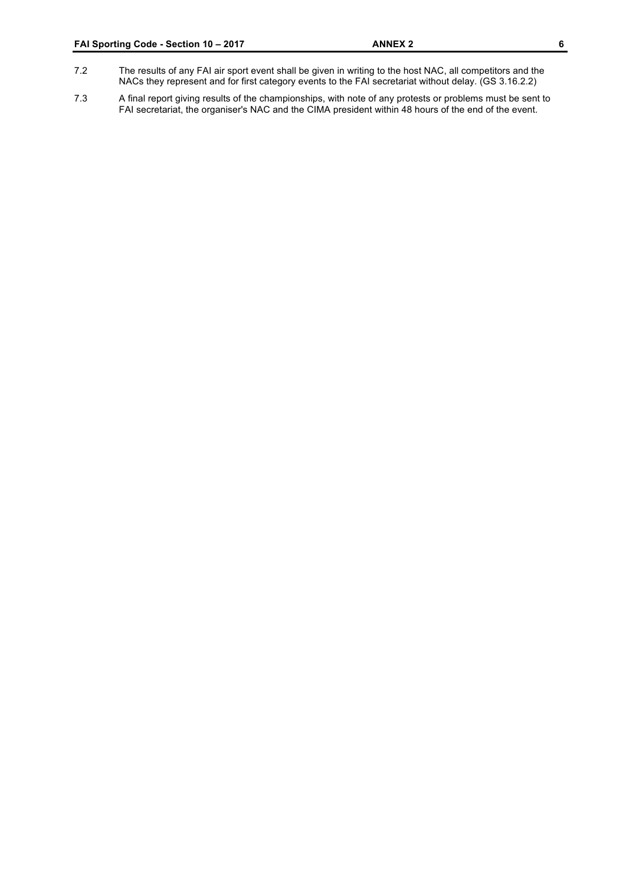7.2 The results of any FAI air sport event shall be given in writing to the host NAC, all competitors and the NACs they represent and for first category events to the FAI secretariat without delay. (GS 3.16.2.2)

7.3 A final report giving results of the championships, with note of any protests or problems must be sent to FAI secretariat, the organiser's NAC and the CIMA president within 48 hours of the end of the event.